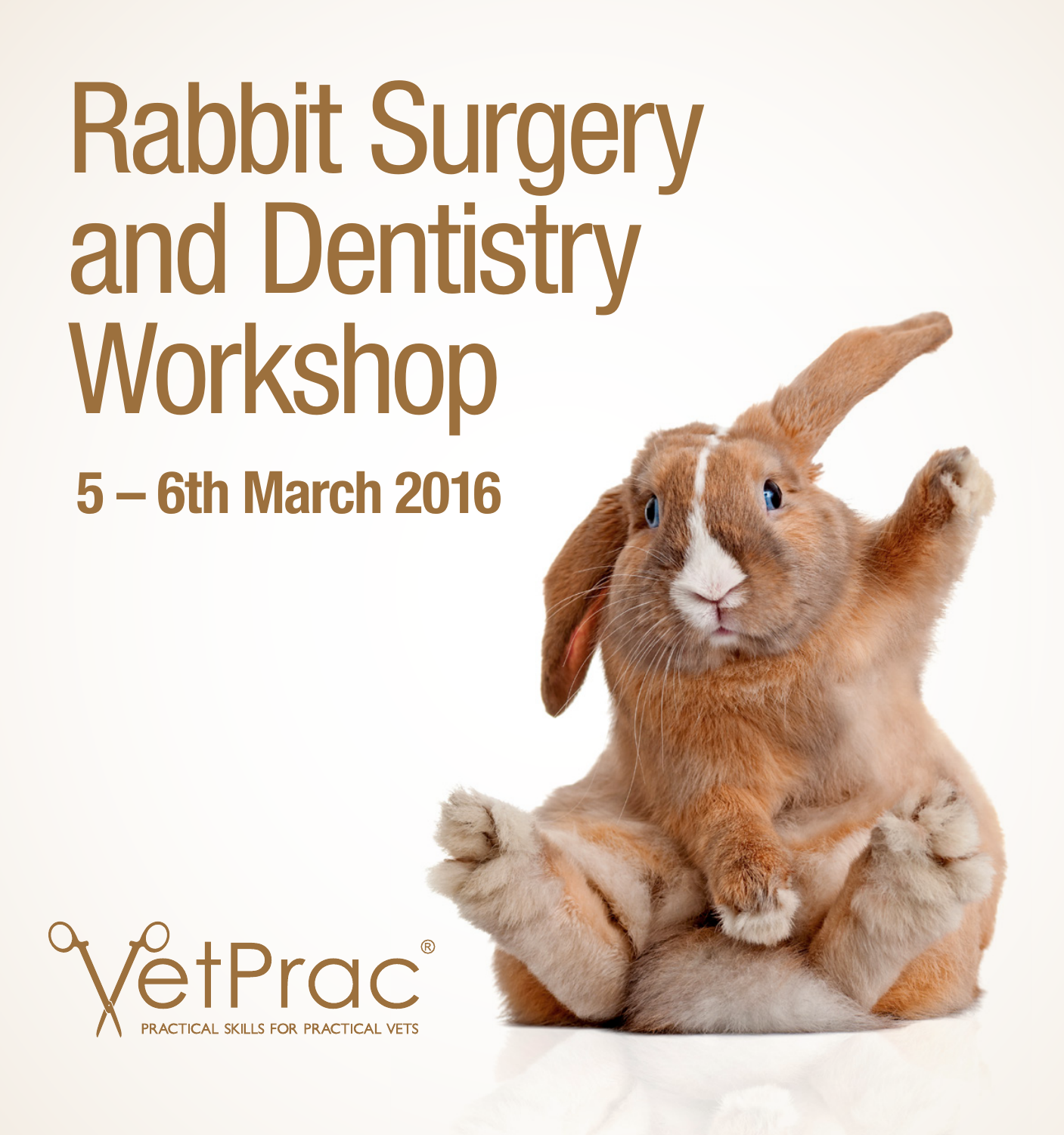# Rabbit Surgery and Dentistry Workshop

## 5 – 6th March 2016

VetPrac®

PRACTICAL SKILLS FOR PRACTICAL VETS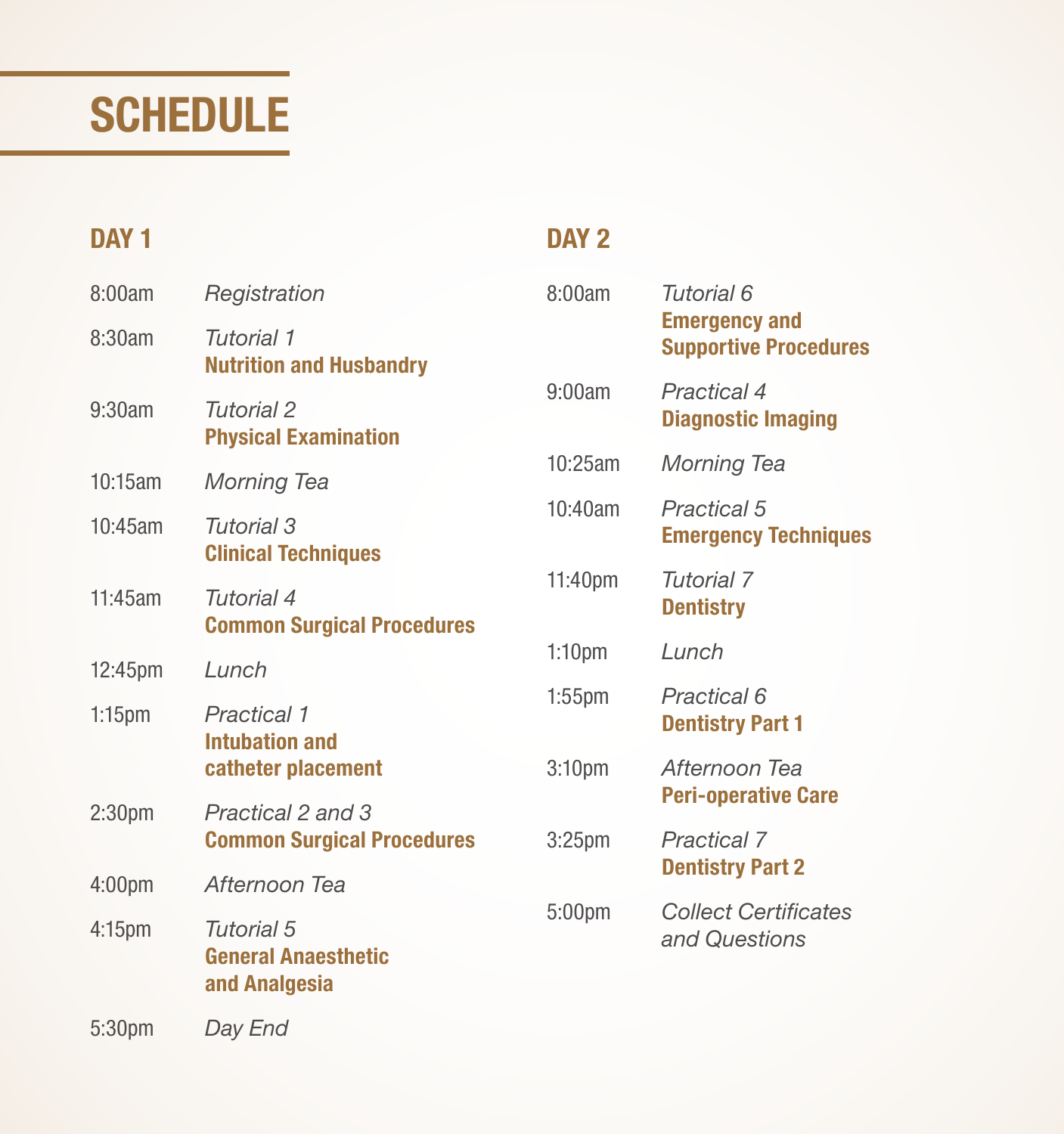# SCHEDULE

## DAY 1

8:00am *Registration*

8:30am *Tutorial 1*
**Nutrition and Husbandry**

9:30am *Tutorial 2*
**Physical Examination**

10:15am *Morning Tea*

10:45am *Tutorial 3*
**Clinical Techniques**

11:45am *Tutorial 4*
**Common Surgical Procedures**

12:45pm *Lunch*

1:15pm *Practical 1*
**Intubation and catheter placement**

2:30pm *Practical 2 and 3*
**Common Surgical Procedures**

4:00pm *Afternoon Tea*

4:15pm *Tutorial 5*
**General Anaesthetic and Analgesia**

5:30pm *Day End*

## DAY 2

8:00am *Tutorial 6*
**Emergency and Supportive Procedures**

9:00am *Practical 4*
**Diagnostic Imaging**

10:25am *Morning Tea*

10:40am *Practical 5*
**Emergency Techniques**

11:40pm *Tutorial 7*
**Dentistry**

1:10pm *Lunch*

1:55pm *Practical 6*
**Dentistry Part 1**

3:10pm *Afternoon Tea*
**Peri-operative Care**

3:25pm *Practical 7*
**Dentistry Part 2**

5:00pm *Collect Certificates and Questions*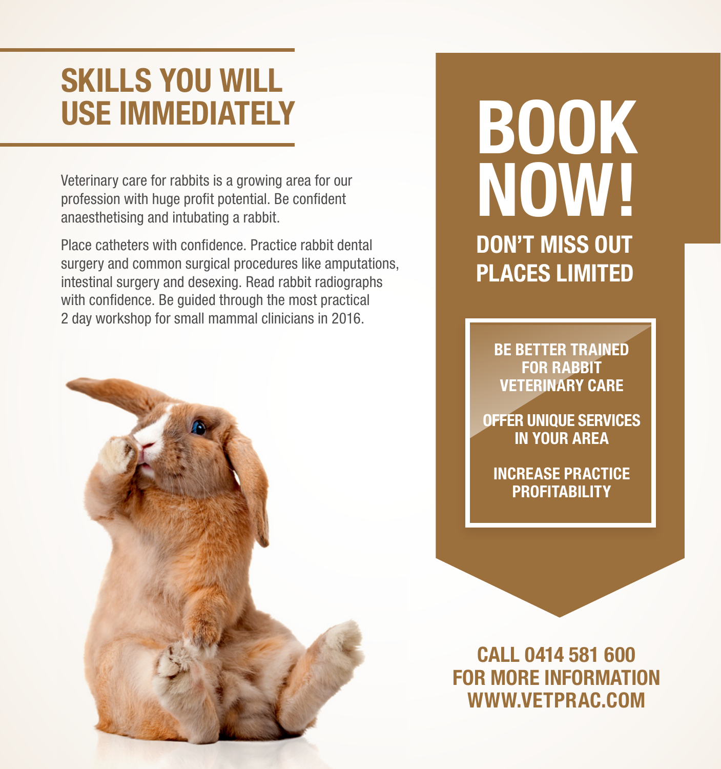# SKILLS YOU WILL USE IMMEDIATELY

Veterinary care for rabbits is a growing area for our profession with huge profit potential. Be confident anaesthetising and intubating a rabbit.

Place catheters with confidence. Practice rabbit dental surgery and common surgical procedures like amputations, intestinal surgery and desexing. Read rabbit radiographs with confidence. Be guided through the most practical 2 day workshop for small mammal clinicians in 2016.

# BOOK NOW!

## DON'T MISS OUT PLACES LIMITED

**BE BETTER TRAINED FOR RABBIT VETERINARY CARE**

**OFFER UNIQUE SERVICES IN YOUR AREA**

**INCREASE PRACTICE PROFITABILITY**

**CALL 0414 581 600 FOR MORE INFORMATION WWW.VETPRAC.COM**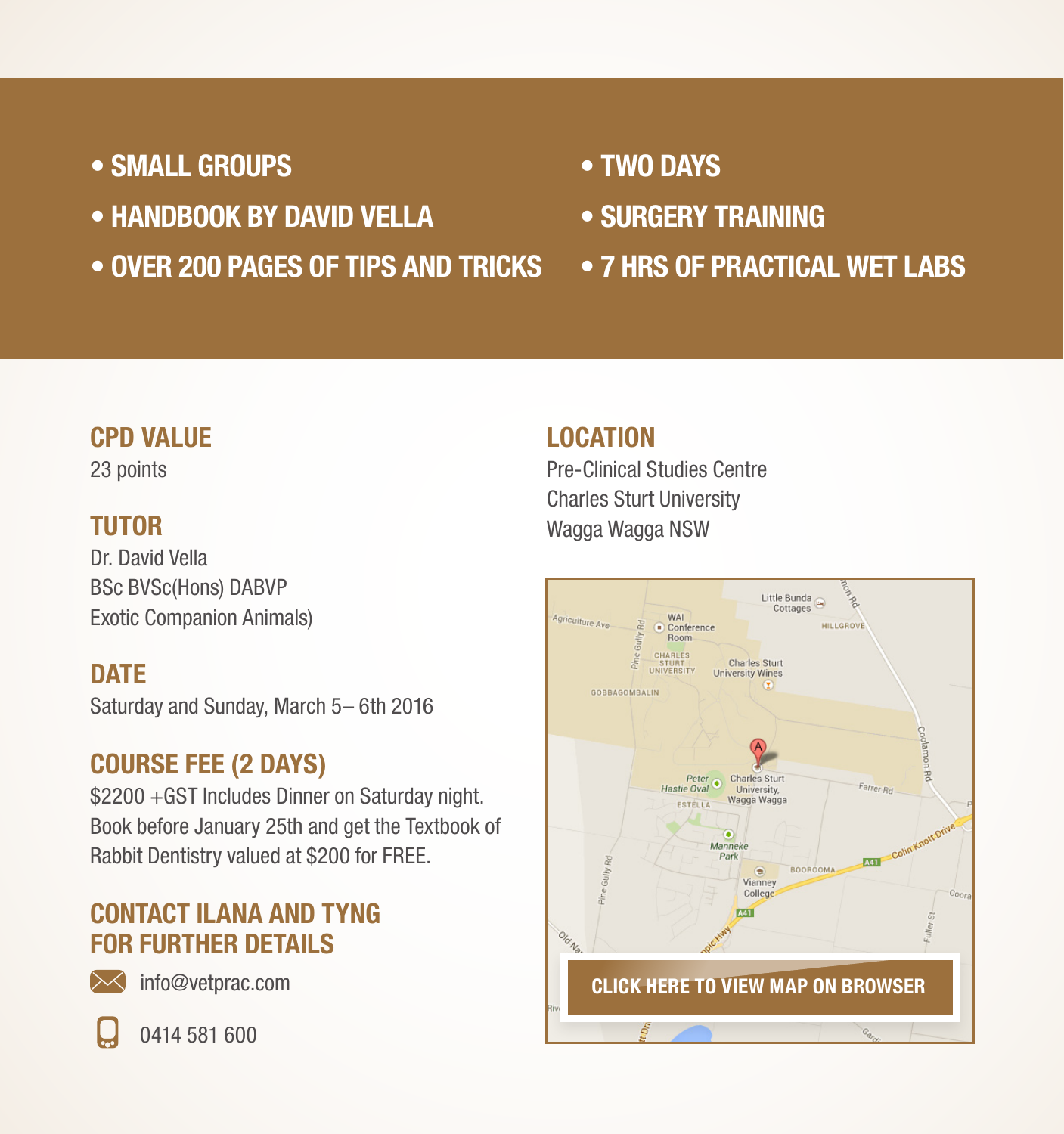- SMALL GROUPS
- HANDBOOK BY DAVID VELLA
- OVER 200 PAGES OF TIPS AND TRICKS
- TWO DAYS
- SURGERY TRAINING
- 7 HRS OF PRACTICAL WET LABS

## CPD VALUE

23 points

## TUTOR

Dr. David Vella
BSc BVSc(Hons) DABVP
Exotic Companion Animals)

## DATE

Saturday and Sunday, March 5– 6th 2016

## COURSE FEE (2 DAYS)

$2200 +GST Includes Dinner on Saturday night. Book before January 25th and get the Textbook of Rabbit Dentistry valued at $200 for FREE.

## CONTACT ILANA AND TYNG FOR FURTHER DETAILS

info@vetprac.com

0414 581 600

## LOCATION

Pre-Clinical Studies Centre
Charles Sturt University
Wagga Wagga NSW

CLICK HERE TO VIEW MAP ON BROWSER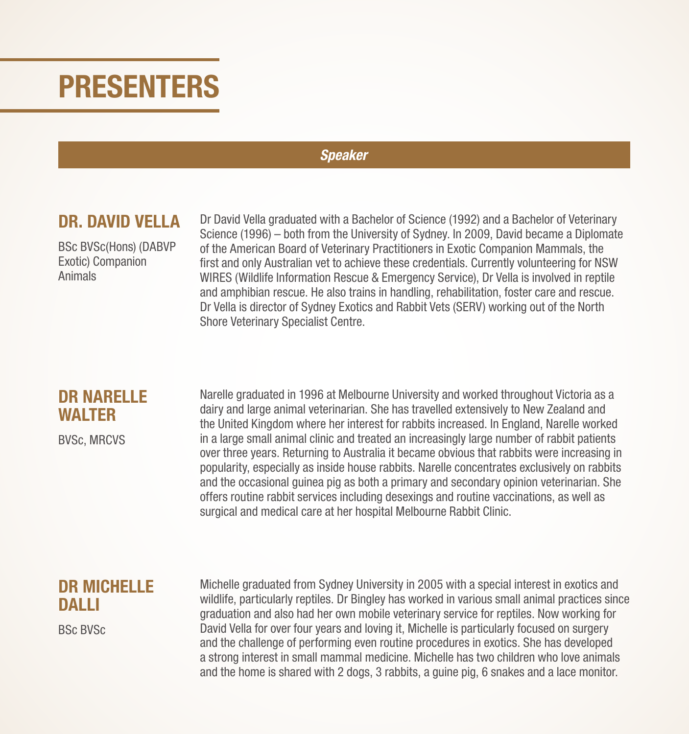# PRESENTERS

***Speaker***

## DR. DAVID VELLA

BSc BVSc(Hons) (DABVP Exotic) Companion Animals

Dr David Vella graduated with a Bachelor of Science (1992) and a Bachelor of Veterinary Science (1996) – both from the University of Sydney. In 2009, David became a Diplomate of the American Board of Veterinary Practitioners in Exotic Companion Mammals, the first and only Australian vet to achieve these credentials. Currently volunteering for NSW WIRES (Wildlife Information Rescue & Emergency Service), Dr Vella is involved in reptile and amphibian rescue. He also trains in handling, rehabilitation, foster care and rescue. Dr Vella is director of Sydney Exotics and Rabbit Vets (SERV) working out of the North Shore Veterinary Specialist Centre.

## DR NARELLE WALTER

BVSc, MRCVS

Narelle graduated in 1996 at Melbourne University and worked throughout Victoria as a dairy and large animal veterinarian. She has travelled extensively to New Zealand and the United Kingdom where her interest for rabbits increased. In England, Narelle worked in a large small animal clinic and treated an increasingly large number of rabbit patients over three years. Returning to Australia it became obvious that rabbits were increasing in popularity, especially as inside house rabbits. Narelle concentrates exclusively on rabbits and the occasional guinea pig as both a primary and secondary opinion veterinarian. She offers routine rabbit services including desexings and routine vaccinations, as well as surgical and medical care at her hospital Melbourne Rabbit Clinic.

## DR MICHELLE DALLI

BSc BVSc

Michelle graduated from Sydney University in 2005 with a special interest in exotics and wildlife, particularly reptiles. Dr Bingley has worked in various small animal practices since graduation and also had her own mobile veterinary service for reptiles. Now working for David Vella for over four years and loving it, Michelle is particularly focused on surgery and the challenge of performing even routine procedures in exotics. She has developed a strong interest in small mammal medicine. Michelle has two children who love animals and the home is shared with 2 dogs, 3 rabbits, a guine pig, 6 snakes and a lace monitor.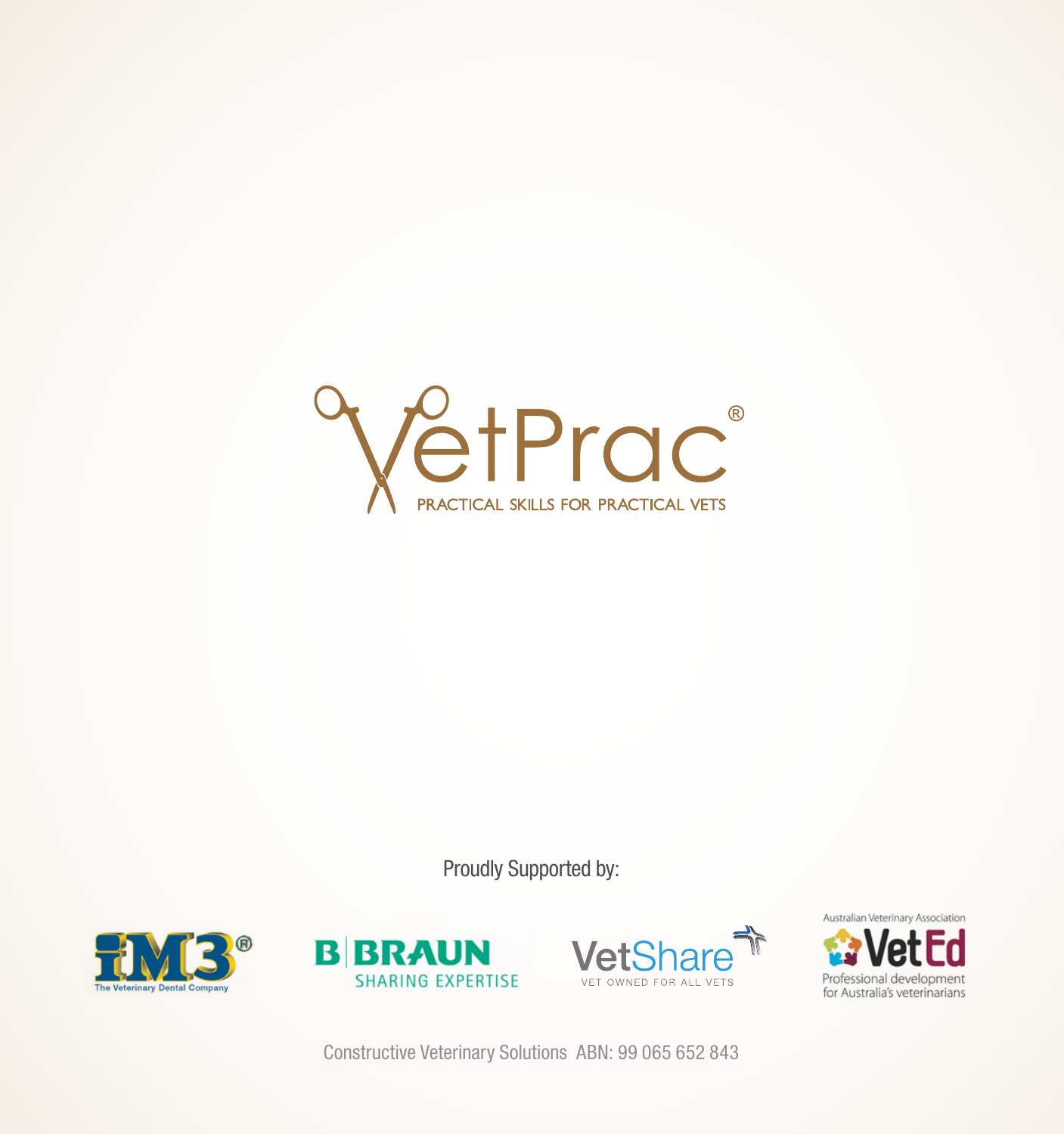VetPrac®

PRACTICAL SKILLS FOR PRACTICAL VETS

Proudly Supported by:

iM3® The Veterinary Dental Company

B|BRAUN SHARING EXPERTISE

VetShare VET OWNED FOR ALL VETS

Australian Veterinary Association VetEd Professional development for Australia's veterinarians

Constructive Veterinary Solutions ABN: 99 065 652 843